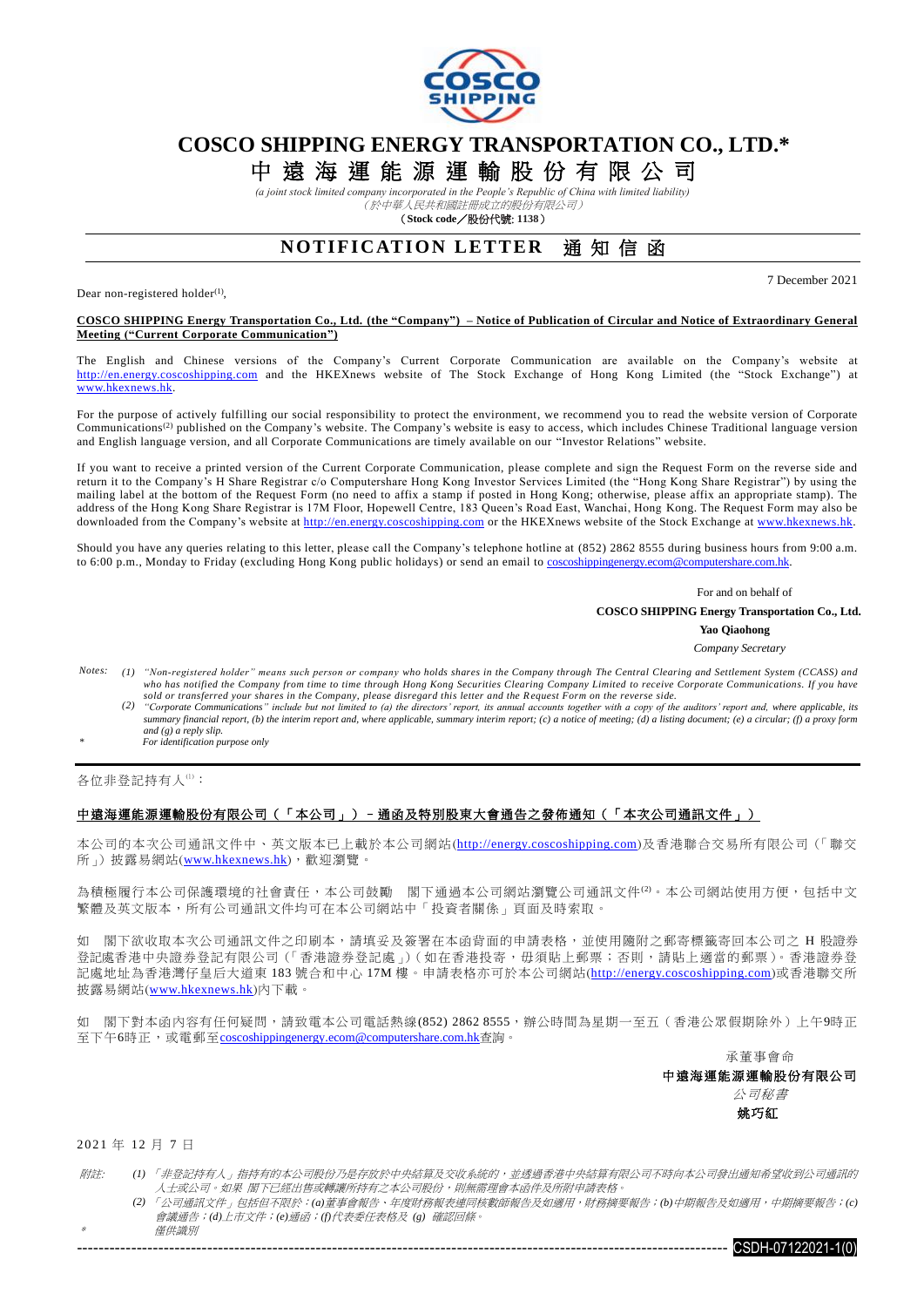# COSCO SHIPPING ENERGY TRANSPORTATION CO., LTD.*

# 中遠海運能源運輸股份有限公司

*(a joint stock limited company incorporated in the People's Republic of China with limited liability)*

*（於中華人民共和國註冊成立的股份有限公司）*

**（Stock code／股份代號: 1138）**

## NOTIFICATION LETTER 通知信函

7 December 2021

Dear non-registered holder[1],

**COSCO SHIPPING Energy Transportation Co., Ltd. (the "Company") – Notice of Publication of Circular and Notice of Extraordinary General Meeting ("Current Corporate Communication")**

The English and Chinese versions of the Company's Current Corporate Communication are available on the Company's website at http://en.energy.coscoshipping.com and the HKEXnews website of The Stock Exchange of Hong Kong Limited (the "Stock Exchange") at www.hkexnews.hk.

For the purpose of actively fulfilling our social responsibility to protect the environment, we recommend you to read the website version of Corporate Communications[2] published on the Company's website. The Company's website is easy to access, which includes Chinese Traditional language version and English language version, and all Corporate Communications are timely available on our "Investor Relations" website.

If you want to receive a printed version of the Current Corporate Communication, please complete and sign the Request Form on the reverse side and return it to the Company's H Share Registrar c/o Computershare Hong Kong Investor Services Limited (the "Hong Kong Share Registrar") by using the mailing label at the bottom of the Request Form (no need to affix a stamp if posted in Hong Kong; otherwise, please affix an appropriate stamp). The address of the Hong Kong Share Registrar is 17M Floor, Hopewell Centre, 183 Queen's Road East, Wanchai, Hong Kong. The Request Form may also be downloaded from the Company's website at http://en.energy.coscoshipping.com or the HKEXnews website of the Stock Exchange at www.hkexnews.hk.

Should you have any queries relating to this letter, please call the Company's telephone hotline at (852) 2862 8555 during business hours from 9:00 a.m. to 6:00 p.m., Monday to Friday (excluding Hong Kong public holidays) or send an email to coscoshippingenergy.ecom@computershare.com.hk.

For and on behalf of
**COSCO SHIPPING Energy Transportation Co., Ltd.**
**Yao Qiaohong**
*Company Secretary*

*Notes:*
*(1) "Non-registered holder" means such person or company who holds shares in the Company through The Central Clearing and Settlement System (CCASS) and who has notified the Company from time to time through Hong Kong Securities Clearing Company Limited to receive Corporate Communications. If you have sold or transferred your shares in the Company, please disregard this letter and the Request Form on the reverse side.*
*(2) "Corporate Communications" include but not limited to (a) the directors' report, its annual accounts together with a copy of the auditors' report and, where applicable, its summary financial report, (b) the interim report and, where applicable, summary interim report; (c) a notice of meeting; (d) a listing document; (e) a circular; (f) a proxy form and (g) a reply slip.*
*\* For identification purpose only*

---

各位非登記持有人[1]：

**中遠海運能源運輸股份有限公司（「本公司」）－通函及特別股東大會通告之發佈通知（「本次公司通訊文件」）**

本公司的本次公司通訊文件中、英文版本已上載於本公司網站(http://energy.coscoshipping.com)及香港聯合交易所有限公司（「聯交所」）披露易網站(www.hkexnews.hk)，歡迎瀏覽。

為積極履行本公司保護環境的社會責任，本公司鼓勵 閣下通過本公司網站瀏覽公司通訊文件[2]。本公司網站使用方便，包括中文繁體及英文版本，所有公司通訊文件均可在本公司網站中「投資者關係」頁面及時索取。

如 閣下欲收取本次公司通訊文件之印刷本，請填妥及簽署在本函背面的申請表格，並使用隨附之郵寄標籤寄回本公司之 H 股證券登記處香港中央證券登記有限公司（「香港證券登記處」）(如在香港投寄，毋須貼上郵票；否則，請貼上適當的郵票)。香港證券登記處地址為香港灣仔皇后大道東 183 號合和中心 17M 樓。申請表格亦可於本公司網站(http://energy.coscoshipping.com)或香港聯交所披露易網站(www.hkexnews.hk)內下載。

如 閣下對本函內容有任何疑問，請致電本公司電話熱線(852) 2862 8555，辦公時間為星期一至五（香港公眾假期除外）上午9時正至下午6時正，或電郵至coscoshippingenergy.ecom@computershare.com.hk查詢。

承董事會命
**中遠海運能源運輸股份有限公司**
*公司秘書*
**姚巧紅**

2021 年 12 月 7 日

*附註:*
*(1) 「非登記持有人」指持有的本公司股份乃是存放於中央結算及交收系統的，並透過香港中央結算有限公司不時向本公司發出通知希望收到公司通訊的人士或公司。如果 閣下已經出售或轉讓所持有之本公司股份，則無需理會本函件及所附申請表格。*
*(2) 「公司通訊文件」包括但不限於：(a)董事會報告、年度財務報表連同核數師報告及如適用，財務摘要報告；(b)中期報告及如適用，中期摘要報告；(c)會議通告；(d)上市文件；(e)通函；(f)代表委任表格及 (g) 確認回條。*
*\* 僅供識別*

CSDH-07122021-1(0)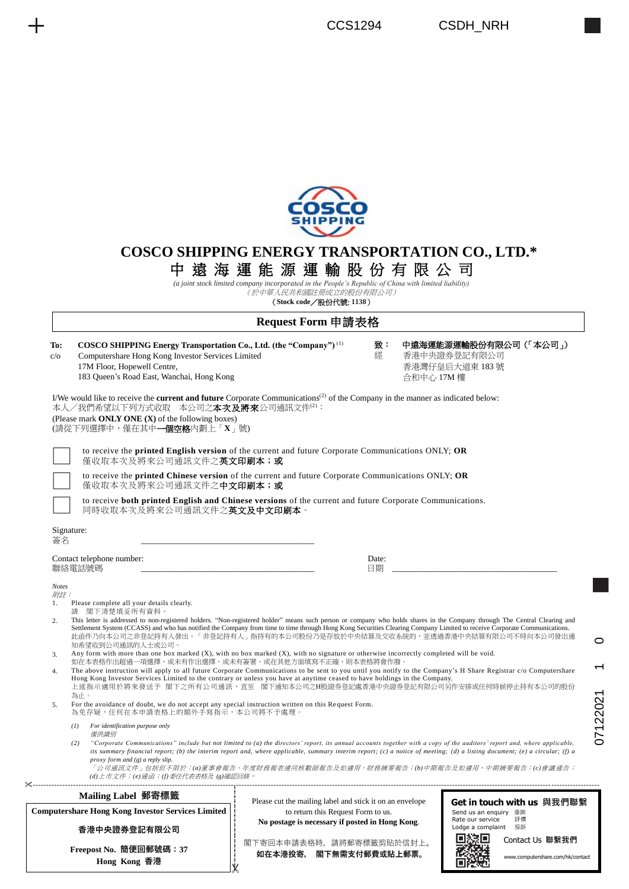CCS1294 CSDH_NRH

# COSCO SHIPPING ENERGY TRANSPORTATION CO., LTD.*

# 中遠海運能源運輸股份有限公司

*(a joint stock limited company incorporated in the People's Republic of China with limited liability)*

*（於中華人民共和國註冊成立的股份有限公司）*

**(Stock code／股份代號: 1138)**

## Request Form 申請表格

**To:** **COSCO SHIPPING Energy Transportation Co., Ltd. (the "Company")** [(1)]
c/o Computershare Hong Kong Investor Services Limited
17M Floor, Hopewell Centre,
183 Queen's Road East, Wanchai, Hong Kong

**致：** **中遠海運能源運輸股份有限公司（「本公司」）**
經 香港中央證券登記有限公司
香港灣仔皇后大道東183號
合和中心17M樓

I/We would like to receive the **current and future** Corporate Communications[(2)] of the Company in the manner as indicated below:
本人／我們希望以下列方式收取 本公司之**本次及將來**公司通訊文件[(2)]：
(Please mark **ONLY ONE (X)** of the following boxes)
(請從下列選擇中，僅在其中**一個空格**內劃上「**X**」號)

☐ to receive the **printed English version** of the current and future Corporate Communications ONLY; **OR**
僅收取本次及將來公司通訊文件之**英文印刷本；或**

☐ to receive the **printed Chinese version** of the current and future Corporate Communications ONLY; **OR**
僅收取本次及將來公司通訊文件之**中文印刷本；或**

☐ to receive **both printed English and Chinese versions** of the current and future Corporate Communications.
同時收取本次及將來公司通訊文件之**英文及中文印刷本**。

Signature:
簽名 ________________________________

Contact telephone number:
聯絡電話號碼 ________________________________

Date:
日期 ________________________________

*Notes*
*附註：*

1. Please complete all your details clearly.
   請 閣下清楚填妥所有資料。
2. This letter is addressed to non-registered holders. "Non-registered holder" means such person or company who holds shares in the Company through The Central Clearing and Settlement System (CCASS) and who has notified the Company from time to time through Hong Kong Securities Clearing Company Limited to receive Corporate Communications.
   此函件乃向本公司之非登記持有人發出。「非登記持有人」指持有的本公司股份乃是存放於中央結算及交收系統的，並透過香港中央結算有限公司不時向本公司發出通知希望收到公司通訊的人士或公司。
3. Any form with more than one box marked (X), with no box marked (X), with no signature or otherwise incorrectly completed will be void.
   如在本表格作出超過一項選擇、或未有作出選擇、或未有簽署、或在其他方面填寫不正確，則本表格將會作廢。
4. The above instruction will apply to all future Corporate Communications to be sent to you until you notify to the Company's H Share Registrar c/o Computershare Hong Kong Investor Services Limited to the contrary or unless you have at anytime ceased to have holdings in the Company.
   上述指示適用於將來發送予 閣下之所有公司通訊，直至 閣下通知本公司之H股證券登記處香港中央證券登記有限公司另作安排或任何時候停止持有本公司的股份為止。
5. For the avoidance of doubt, we do not accept any special instruction written on this Request Form.
   為免存疑，任何在本申請表格上的額外手寫指示，本公司將不予處理。

   (1) *For identification purpose only*
   *僅供識別*

   (2) *"Corporate Communications" include but not limited to (a) the directors' report, its annual accounts together with a copy of the auditors' report and, where applicable, its summary financial report; (b) the interim report and, where applicable, summary interim report; (c) a notice of meeting; (d) a listing document; (e) a circular; (f) a proxy form and (g) a reply slip.*
   *「公司通訊文件」包括但不限於：(a)董事會報告、年度財務報表連同核數師報告及如適用，財務摘要報告；(b)中期報告及如適用，中期摘要報告；(c)會議通告；(d)上市文件；(e)通函；(f)委任代表表格及 (g)確認回條。*

---

**Mailing Label 郵寄標籤**

**Computershare Hong Kong Investor Services Limited**
**香港中央證券登記有限公司**
**Freepost No. 簡便回郵號碼：37**
**Hong Kong 香港**

Please cut the mailing label and stick it on an envelope to return this Request Form to us.
**No postage is necessary if posted in Hong Kong.**
閣下寄回本申請表格時，請將郵寄標籤剪貼於信封上。
**如在本港投寄， 閣下無需支付郵費或貼上郵票。**

**Get in touch with us 與我們聯繫**
Send us an enquiry 垂詢
Rate our service 評價
Lodge a complaint 投訴
Contact Us 聯繫我們
www.computershare.com/hk/contact

07122021 1 0